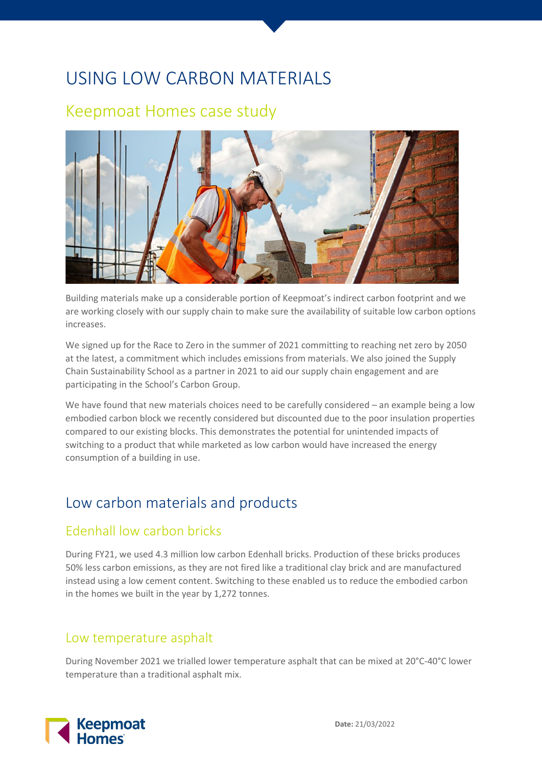# USING LOW CARBON MATERIALS

## Keepmoat Homes case study

Building materials make up a considerable portion of Keepmoat's indirect carbon footprint and we are working closely with our supply chain to make sure the availability of suitable low carbon options increases.

We signed up for the Race to Zero in the summer of 2021 committing to reaching net zero by 2050 at the latest, a commitment which includes emissions from materials. We also joined the Supply Chain Sustainability School as a partner in 2021 to aid our supply chain engagement and are participating in the School's Carbon Group.

We have found that new materials choices need to be carefully considered – an example being a low embodied carbon block we recently considered but discounted due to the poor insulation properties compared to our existing blocks. This demonstrates the potential for unintended impacts of switching to a product that while marketed as low carbon would have increased the energy consumption of a building in use.

## Low carbon materials and products

### Edenhall low carbon bricks

During FY21, we used 4.3 million low carbon Edenhall bricks. Production of these bricks produces 50% less carbon emissions, as they are not fired like a traditional clay brick and are manufactured instead using a low cement content. Switching to these enabled us to reduce the embodied carbon in the homes we built in the year by 1,272 tonnes.

### Low temperature asphalt

During November 2021 we trialled lower temperature asphalt that can be mixed at 20°C-40°C lower temperature than a traditional asphalt mix.

**Date:** 21/03/2022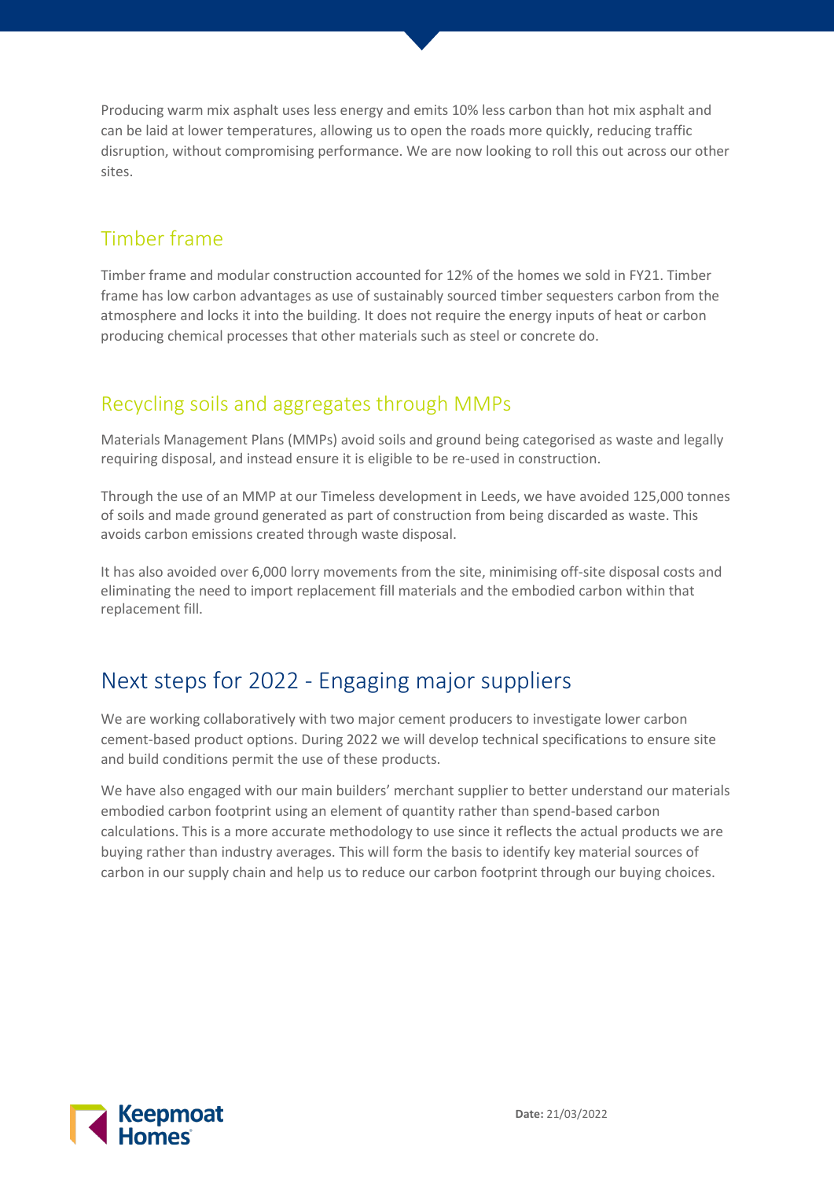Producing warm mix asphalt uses less energy and emits 10% less carbon than hot mix asphalt and can be laid at lower temperatures, allowing us to open the roads more quickly, reducing traffic disruption, without compromising performance. We are now looking to roll this out across our other sites.

### Timber frame

Timber frame and modular construction accounted for 12% of the homes we sold in FY21. Timber frame has low carbon advantages as use of sustainably sourced timber sequesters carbon from the atmosphere and locks it into the building. It does not require the energy inputs of heat or carbon producing chemical processes that other materials such as steel or concrete do.

### Recycling soils and aggregates through MMPs

Materials Management Plans (MMPs) avoid soils and ground being categorised as waste and legally requiring disposal, and instead ensure it is eligible to be re-used in construction.

Through the use of an MMP at our Timeless development in Leeds, we have avoided 125,000 tonnes of soils and made ground generated as part of construction from being discarded as waste. This avoids carbon emissions created through waste disposal.

It has also avoided over 6,000 lorry movements from the site, minimising off-site disposal costs and eliminating the need to import replacement fill materials and the embodied carbon within that replacement fill.

## Next steps for 2022 - Engaging major suppliers

We are working collaboratively with two major cement producers to investigate lower carbon cement-based product options. During 2022 we will develop technical specifications to ensure site and build conditions permit the use of these products.

We have also engaged with our main builders' merchant supplier to better understand our materials embodied carbon footprint using an element of quantity rather than spend-based carbon calculations. This is a more accurate methodology to use since it reflects the actual products we are buying rather than industry averages. This will form the basis to identify key material sources of carbon in our supply chain and help us to reduce our carbon footprint through our buying choices.

**Date:** 21/03/2022